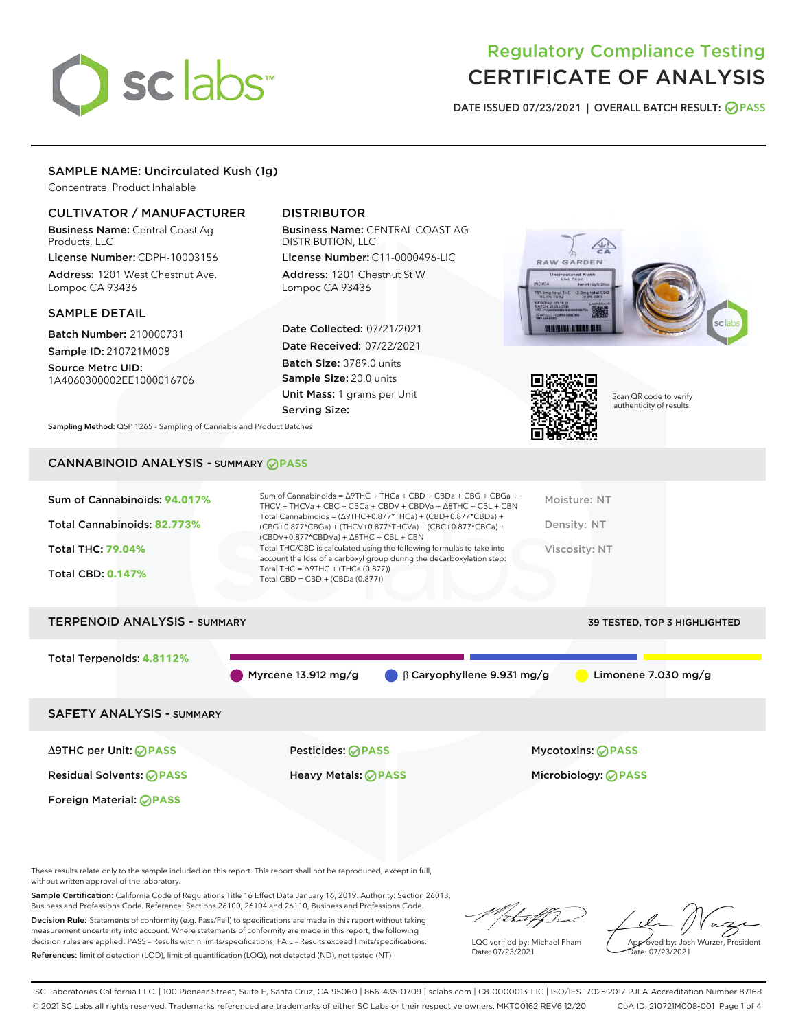# Regulatory Compliance Testing
# CERTIFICATE OF ANALYSIS

DATE ISSUED 07/23/2021 | OVERALL BATCH RESULT: PASS

## SAMPLE NAME: Uncirculated Kush (1g)

Concentrate, Product Inhalable

### CULTIVATOR / MANUFACTURER

**Business Name:** Central Coast Ag Products, LLC

**License Number:** CDPH-10003156

**Address:** 1201 West Chestnut Ave. Lompoc CA 93436

### DISTRIBUTOR

**Business Name:** CENTRAL COAST AG DISTRIBUTION, LLC

**License Number:** C11-0000496-LIC

**Address:** 1201 Chestnut St W Lompoc CA 93436

### SAMPLE DETAIL

**Batch Number:** 210000731

**Sample ID:** 210721M008

**Source Metrc UID:** 1A4060300002EE1000016706

**Date Collected:** 07/21/2021

**Date Received:** 07/22/2021

**Batch Size:** 3789.0 units

**Sample Size:** 20.0 units

**Unit Mass:** 1 grams per Unit

**Serving Size:**

Scan QR code to verify authenticity of results.

**Sampling Method:** QSP 1265 - Sampling of Cannabis and Product Batches

## CANNABINOID ANALYSIS - SUMMARY PASS

**Sum of Cannabinoids:** 94.017%

**Total Cannabinoids:** 82.773%

**Total THC:** 79.04%

**Total CBD:** 0.147%

Sum of Cannabinoids = Δ9THC + THCa + CBD + CBDa + CBG + CBGa + THCV + THCVa + CBC + CBCa + CBDV + CBDVa + Δ8THC + CBL + CBN

Total Cannabinoids = (Δ9THC+0.877*THCa) + (CBD+0.877*CBDa) + (CBG+0.877*CBGa) + (THCV+0.877*THCVa) + (CBC+0.877*CBCa) + (CBDV+0.877*CBDVa) + Δ8THC + CBL + CBN

Total THC/CBD is calculated using the following formulas to take into account the loss of a carboxyl group during the decarboxylation step:

Total THC = Δ9THC + (THCa (0.877))

Total CBD = CBD + (CBDa (0.877))

Moisture: NT

Density: NT

Viscosity: NT

## TERPENOID ANALYSIS - SUMMARY

39 TESTED, TOP 3 HIGHLIGHTED

**Total Terpenoids:** 4.8112%

Myrcene 13.912 mg/g | β Caryophyllene 9.931 mg/g | Limonene 7.030 mg/g

## SAFETY ANALYSIS - SUMMARY

| | | |
|---|---|---|
| Δ9THC per Unit: PASS | Pesticides: PASS | Mycotoxins: PASS |
| Residual Solvents: PASS | Heavy Metals: PASS | Microbiology: PASS |
| Foreign Material: PASS | | |

These results relate only to the sample included on this report. This report shall not be reproduced, except in full, without written approval of the laboratory.

**Sample Certification:** California Code of Regulations Title 16 Effect Date January 16, 2019. Authority: Section 26013, Business and Professions Code. Reference: Sections 26100, 26104 and 26110, Business and Professions Code.

**Decision Rule:** Statements of conformity (e.g. Pass/Fail) to specifications are made in this report without taking measurement uncertainty into account. Where statements of conformity are made in this report, the following decision rules are applied: PASS – Results within limits/specifications, FAIL – Results exceed limits/specifications.

**References:** limit of detection (LOD), limit of quantification (LOQ), not detected (ND), not tested (NT)

LQC verified by: Michael Pham
Date: 07/23/2021

Approved by: Josh Wurzer, President
Date: 07/23/2021

SC Laboratories California LLC. | 100 Pioneer Street, Suite E, Santa Cruz, CA 95060 | 866-435-0709 | sclabs.com | C8-0000013-LIC | ISO/IES 17025:2017 PJLA Accreditation Number 87168
© 2021 SC Labs all rights reserved. Trademarks referenced are trademarks of either SC Labs or their respective owners. MKT00162 REV6 12/20 CoA ID: 210721M008-001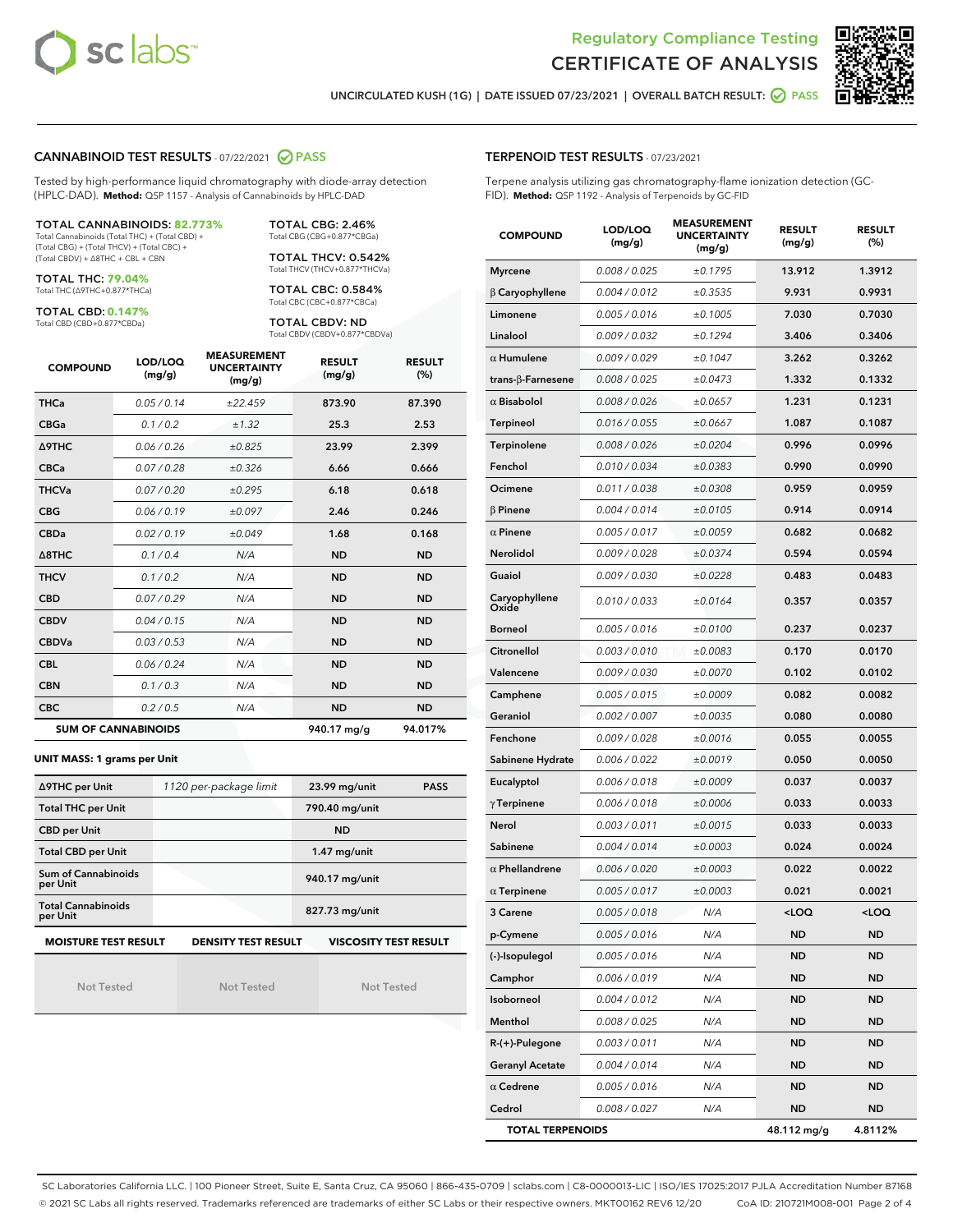# Regulatory Compliance Testing
# CERTIFICATE OF ANALYSIS

UNCIRCULATED KUSH (1G) | DATE ISSUED 07/23/2021 | OVERALL BATCH RESULT: PASS

## CANNABINOID TEST RESULTS - 07/22/2021 PASS

Tested by high-performance liquid chromatography with diode-array detection (HPLC-DAD). **Method:** QSP 1157 - Analysis of Cannabinoids by HPLC-DAD

**TOTAL CANNABINOIDS: 82.773%**
Total Cannabinoids (Total THC) + (Total CBD) + (Total CBG) + (Total THCV) + (Total CBC) + (Total CBDV) + Δ8THC + CBL + CBN

**TOTAL THC: 79.04%**
Total THC (Δ9THC+0.877*THCa)

**TOTAL CBD: 0.147%**
Total CBD (CBD+0.877*CBDa)

**TOTAL CBG: 2.46%**
Total CBG (CBG+0.877*CBGa)

**TOTAL THCV: 0.542%**
Total THCV (THCV+0.877*THCVa)

**TOTAL CBC: 0.584%**
Total CBC (CBC+0.877*CBCa)

**TOTAL CBDV: ND**
Total CBDV (CBDV+0.877*CBDVa)

| COMPOUND | LOD/LOQ (mg/g) | MEASUREMENT UNCERTAINTY (mg/g) | RESULT (mg/g) | RESULT (%) |
|---|---|---|---|---|
| THCa | 0.05 / 0.14 | ±22.459 | 873.90 | 87.390 |
| CBGa | 0.1 / 0.2 | ±1.32 | 25.3 | 2.53 |
| Δ9THC | 0.06 / 0.26 | ±0.825 | 23.99 | 2.399 |
| CBCa | 0.07 / 0.28 | ±0.326 | 6.66 | 0.666 |
| THCVa | 0.07 / 0.20 | ±0.295 | 6.18 | 0.618 |
| CBG | 0.06 / 0.19 | ±0.097 | 2.46 | 0.246 |
| CBDa | 0.02 / 0.19 | ±0.049 | 1.68 | 0.168 |
| Δ8THC | 0.1 / 0.4 | N/A | ND | ND |
| THCV | 0.1 / 0.2 | N/A | ND | ND |
| CBD | 0.07 / 0.29 | N/A | ND | ND |
| CBDV | 0.04 / 0.15 | N/A | ND | ND |
| CBDVa | 0.03 / 0.53 | N/A | ND | ND |
| CBL | 0.06 / 0.24 | N/A | ND | ND |
| CBN | 0.1 / 0.3 | N/A | ND | ND |
| CBC | 0.2 / 0.5 | N/A | ND | ND |
| **SUM OF CANNABINOIDS** | | | 940.17 mg/g | 94.017% |

**UNIT MASS: 1 grams per Unit**

| | | | |
|---|---|---|---|
| Δ9THC per Unit | 1120 per-package limit | 23.99 mg/unit | PASS |
| Total THC per Unit | | 790.40 mg/unit | |
| CBD per Unit | | ND | |
| Total CBD per Unit | | 1.47 mg/unit | |
| Sum of Cannabinoids per Unit | | 940.17 mg/unit | |
| Total Cannabinoids per Unit | | 827.73 mg/unit | |

| MOISTURE TEST RESULT | DENSITY TEST RESULT | VISCOSITY TEST RESULT |
|---|---|---|
| Not Tested | Not Tested | Not Tested |

## TERPENOID TEST RESULTS - 07/23/2021

Terpene analysis utilizing gas chromatography-flame ionization detection (GC-FID). **Method:** QSP 1192 - Analysis of Terpenoids by GC-FID

| COMPOUND | LOD/LOQ (mg/g) | MEASUREMENT UNCERTAINTY (mg/g) | RESULT (mg/g) | RESULT (%) |
|---|---|---|---|---|
| Myrcene | 0.008 / 0.025 | ±0.1795 | 13.912 | 1.3912 |
| β Caryophyllene | 0.004 / 0.012 | ±0.3535 | 9.931 | 0.9931 |
| Limonene | 0.005 / 0.016 | ±0.1005 | 7.030 | 0.7030 |
| Linalool | 0.009 / 0.032 | ±0.1294 | 3.406 | 0.3406 |
| α Humulene | 0.009 / 0.029 | ±0.1047 | 3.262 | 0.3262 |
| trans-β-Farnesene | 0.008 / 0.025 | ±0.0473 | 1.332 | 0.1332 |
| α Bisabolol | 0.008 / 0.026 | ±0.0657 | 1.231 | 0.1231 |
| Terpineol | 0.016 / 0.055 | ±0.0667 | 1.087 | 0.1087 |
| Terpinolene | 0.008 / 0.026 | ±0.0204 | 0.996 | 0.0996 |
| Fenchol | 0.010 / 0.034 | ±0.0383 | 0.990 | 0.0990 |
| Ocimene | 0.011 / 0.038 | ±0.0308 | 0.959 | 0.0959 |
| β Pinene | 0.004 / 0.014 | ±0.0105 | 0.914 | 0.0914 |
| α Pinene | 0.005 / 0.017 | ±0.0059 | 0.682 | 0.0682 |
| Nerolidol | 0.009 / 0.028 | ±0.0374 | 0.594 | 0.0594 |
| Guaiol | 0.009 / 0.030 | ±0.0228 | 0.483 | 0.0483 |
| Caryophyllene Oxide | 0.010 / 0.033 | ±0.0164 | 0.357 | 0.0357 |
| Borneol | 0.005 / 0.016 | ±0.0100 | 0.237 | 0.0237 |
| Citronellol | 0.003 / 0.010 | ±0.0083 | 0.170 | 0.0170 |
| Valencene | 0.009 / 0.030 | ±0.0070 | 0.102 | 0.0102 |
| Camphene | 0.005 / 0.015 | ±0.0009 | 0.082 | 0.0082 |
| Geraniol | 0.002 / 0.007 | ±0.0035 | 0.080 | 0.0080 |
| Fenchone | 0.009 / 0.028 | ±0.0016 | 0.055 | 0.0055 |
| Sabinene Hydrate | 0.006 / 0.022 | ±0.0019 | 0.050 | 0.0050 |
| Eucalyptol | 0.006 / 0.018 | ±0.0009 | 0.037 | 0.0037 |
| γ Terpinene | 0.006 / 0.018 | ±0.0006 | 0.033 | 0.0033 |
| Nerol | 0.003 / 0.011 | ±0.0015 | 0.033 | 0.0033 |
| Sabinene | 0.004 / 0.014 | ±0.0003 | 0.024 | 0.0024 |
| α Phellandrene | 0.006 / 0.020 | ±0.0003 | 0.022 | 0.0022 |
| α Terpinene | 0.005 / 0.017 | ±0.0003 | 0.021 | 0.0021 |
| 3 Carene | 0.005 / 0.018 | N/A | <LOQ | <LOQ |
| p-Cymene | 0.005 / 0.016 | N/A | ND | ND |
| (-)-Isopulegol | 0.005 / 0.016 | N/A | ND | ND |
| Camphor | 0.006 / 0.019 | N/A | ND | ND |
| Isoborneol | 0.004 / 0.012 | N/A | ND | ND |
| Menthol | 0.008 / 0.025 | N/A | ND | ND |
| R-(+)-Pulegone | 0.003 / 0.011 | N/A | ND | ND |
| Geranyl Acetate | 0.004 / 0.014 | N/A | ND | ND |
| α Cedrene | 0.005 / 0.016 | N/A | ND | ND |
| Cedrol | 0.008 / 0.027 | N/A | ND | ND |
| **TOTAL TERPENOIDS** | | | 48.112 mg/g | 4.8112% |

SC Laboratories California LLC. | 100 Pioneer Street, Suite E, Santa Cruz, CA 95060 | 866-435-0709 | sclabs.com | C8-0000013-LIC | ISO/IES 17025:2017 PJLA Accreditation Number 87168
© 2021 SC Labs all rights reserved. Trademarks referenced are trademarks of either SC Labs or their respective owners. MKT00162 REV6 12/20 CoA ID: 210721M008-001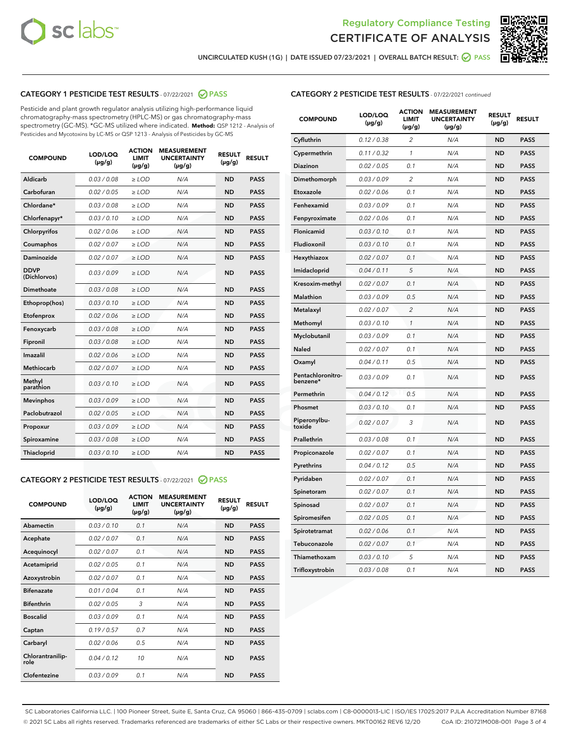Regulatory Compliance Testing
CERTIFICATE OF ANALYSIS

UNCIRCULATED KUSH (1G) | DATE ISSUED 07/23/2021 | OVERALL BATCH RESULT: PASS

## CATEGORY 1 PESTICIDE TEST RESULTS - 07/22/2021 PASS

Pesticide and plant growth regulator analysis utilizing high-performance liquid chromatography-mass spectrometry (HPLC-MS) or gas chromatography-mass spectrometry (GC-MS). *GC-MS utilized where indicated. **Method:** QSP 1212 - Analysis of Pesticides and Mycotoxins by LC-MS or QSP 1213 - Analysis of Pesticides by GC-MS

| COMPOUND | LOD/LOQ (µg/g) | ACTION LIMIT (µg/g) | MEASUREMENT UNCERTAINTY (µg/g) | RESULT (µg/g) | RESULT |
|---|---|---|---|---|---|
| Aldicarb | 0.03 / 0.08 | ≥ LOD | N/A | ND | PASS |
| Carbofuran | 0.02 / 0.05 | ≥ LOD | N/A | ND | PASS |
| Chlordane* | 0.03 / 0.08 | ≥ LOD | N/A | ND | PASS |
| Chlorfenapyr* | 0.03 / 0.10 | ≥ LOD | N/A | ND | PASS |
| Chlorpyrifos | 0.02 / 0.06 | ≥ LOD | N/A | ND | PASS |
| Coumaphos | 0.02 / 0.07 | ≥ LOD | N/A | ND | PASS |
| Daminozide | 0.02 / 0.07 | ≥ LOD | N/A | ND | PASS |
| DDVP (Dichlorvos) | 0.03 / 0.09 | ≥ LOD | N/A | ND | PASS |
| Dimethoate | 0.03 / 0.08 | ≥ LOD | N/A | ND | PASS |
| Ethoprop(hos) | 0.03 / 0.10 | ≥ LOD | N/A | ND | PASS |
| Etofenprox | 0.02 / 0.06 | ≥ LOD | N/A | ND | PASS |
| Fenoxycarb | 0.03 / 0.08 | ≥ LOD | N/A | ND | PASS |
| Fipronil | 0.03 / 0.08 | ≥ LOD | N/A | ND | PASS |
| Imazalil | 0.02 / 0.06 | ≥ LOD | N/A | ND | PASS |
| Methiocarb | 0.02 / 0.07 | ≥ LOD | N/A | ND | PASS |
| Methyl parathion | 0.03 / 0.10 | ≥ LOD | N/A | ND | PASS |
| Mevinphos | 0.03 / 0.09 | ≥ LOD | N/A | ND | PASS |
| Paclobutrazol | 0.02 / 0.05 | ≥ LOD | N/A | ND | PASS |
| Propoxur | 0.03 / 0.09 | ≥ LOD | N/A | ND | PASS |
| Spiroxamine | 0.03 / 0.08 | ≥ LOD | N/A | ND | PASS |
| Thiacloprid | 0.03 / 0.10 | ≥ LOD | N/A | ND | PASS |

## CATEGORY 2 PESTICIDE TEST RESULTS - 07/22/2021 PASS

| COMPOUND | LOD/LOQ (µg/g) | ACTION LIMIT (µg/g) | MEASUREMENT UNCERTAINTY (µg/g) | RESULT (µg/g) | RESULT |
|---|---|---|---|---|---|
| Abamectin | 0.03 / 0.10 | 0.1 | N/A | ND | PASS |
| Acephate | 0.02 / 0.07 | 0.1 | N/A | ND | PASS |
| Acequinocyl | 0.02 / 0.07 | 0.1 | N/A | ND | PASS |
| Acetamiprid | 0.02 / 0.05 | 0.1 | N/A | ND | PASS |
| Azoxystrobin | 0.02 / 0.07 | 0.1 | N/A | ND | PASS |
| Bifenazate | 0.01 / 0.04 | 0.1 | N/A | ND | PASS |
| Bifenthrin | 0.02 / 0.05 | 3 | N/A | ND | PASS |
| Boscalid | 0.03 / 0.09 | 0.1 | N/A | ND | PASS |
| Captan | 0.19 / 0.57 | 0.7 | N/A | ND | PASS |
| Carbaryl | 0.02 / 0.06 | 0.5 | N/A | ND | PASS |
| Chlorantraniliprole | 0.04 / 0.12 | 10 | N/A | ND | PASS |
| Clofentezine | 0.03 / 0.09 | 0.1 | N/A | ND | PASS |
| Cyfluthrin | 0.12 / 0.38 | 2 | N/A | ND | PASS |
| Cypermethrin | 0.11 / 0.32 | 1 | N/A | ND | PASS |
| Diazinon | 0.02 / 0.05 | 0.1 | N/A | ND | PASS |
| Dimethomorph | 0.03 / 0.09 | 2 | N/A | ND | PASS |
| Etoxazole | 0.02 / 0.06 | 0.1 | N/A | ND | PASS |
| Fenhexamid | 0.03 / 0.09 | 0.1 | N/A | ND | PASS |
| Fenpyroximate | 0.02 / 0.06 | 0.1 | N/A | ND | PASS |
| Flonicamid | 0.03 / 0.10 | 0.1 | N/A | ND | PASS |
| Fludioxonil | 0.03 / 0.10 | 0.1 | N/A | ND | PASS |
| Hexythiazox | 0.02 / 0.07 | 0.1 | N/A | ND | PASS |
| Imidacloprid | 0.04 / 0.11 | 5 | N/A | ND | PASS |
| Kresoxim-methyl | 0.02 / 0.07 | 0.1 | N/A | ND | PASS |
| Malathion | 0.03 / 0.09 | 0.5 | N/A | ND | PASS |
| Metalaxyl | 0.02 / 0.07 | 2 | N/A | ND | PASS |
| Methomyl | 0.03 / 0.10 | 1 | N/A | ND | PASS |
| Myclobutanil | 0.03 / 0.09 | 0.1 | N/A | ND | PASS |
| Naled | 0.02 / 0.07 | 0.1 | N/A | ND | PASS |
| Oxamyl | 0.04 / 0.11 | 0.5 | N/A | ND | PASS |
| Pentachloronitrobenzene* | 0.03 / 0.09 | 0.1 | N/A | ND | PASS |
| Permethrin | 0.04 / 0.12 | 0.5 | N/A | ND | PASS |
| Phosmet | 0.03 / 0.10 | 0.1 | N/A | ND | PASS |
| Piperonylbutoxide | 0.02 / 0.07 | 3 | N/A | ND | PASS |
| Prallethrin | 0.03 / 0.08 | 0.1 | N/A | ND | PASS |
| Propiconazole | 0.02 / 0.07 | 0.1 | N/A | ND | PASS |
| Pyrethrins | 0.04 / 0.12 | 0.5 | N/A | ND | PASS |
| Pyridaben | 0.02 / 0.07 | 0.1 | N/A | ND | PASS |
| Spinetoram | 0.02 / 0.07 | 0.1 | N/A | ND | PASS |
| Spinosad | 0.02 / 0.07 | 0.1 | N/A | ND | PASS |
| Spiromesifen | 0.02 / 0.05 | 0.1 | N/A | ND | PASS |
| Spirotetramat | 0.02 / 0.06 | 0.1 | N/A | ND | PASS |
| Tebuconazole | 0.02 / 0.07 | 0.1 | N/A | ND | PASS |
| Thiamethoxam | 0.03 / 0.10 | 5 | N/A | ND | PASS |
| Trifloxystrobin | 0.03 / 0.08 | 0.1 | N/A | ND | PASS |

SC Laboratories California LLC. | 100 Pioneer Street, Suite E, Santa Cruz, CA 95060 | 866-435-0709 | sclabs.com | C8-0000013-LIC | ISO/IES 17025:2017 PJLA Accreditation Number 87168
© 2021 SC Labs all rights reserved. Trademarks referenced are trademarks of either SC Labs or their respective owners. MKT00162 REV6 12/20 CoA ID: 210721M008-001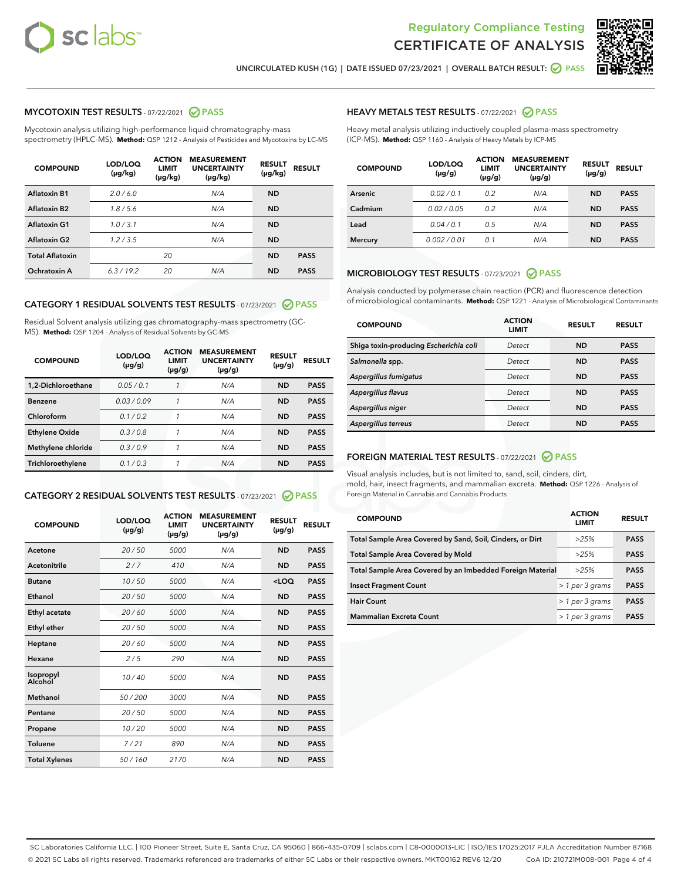Regulatory Compliance Testing
# CERTIFICATE OF ANALYSIS

UNCIRCULATED KUSH (1G) | DATE ISSUED 07/23/2021 | OVERALL BATCH RESULT: PASS

## MYCOTOXIN TEST RESULTS - 07/22/2021 PASS

Mycotoxin analysis utilizing high-performance liquid chromatography-mass spectrometry (HPLC-MS). **Method:** QSP 1212 - Analysis of Pesticides and Mycotoxins by LC-MS

| COMPOUND | LOD/LOQ (µg/kg) | ACTION LIMIT (µg/kg) | MEASUREMENT UNCERTAINTY (µg/kg) | RESULT (µg/kg) | RESULT |
|---|---|---|---|---|---|
| Aflatoxin B1 | 2.0 / 6.0 | | N/A | ND | |
| Aflatoxin B2 | 1.8 / 5.6 | | N/A | ND | |
| Aflatoxin G1 | 1.0 / 3.1 | | N/A | ND | |
| Aflatoxin G2 | 1.2 / 3.5 | | N/A | ND | |
| Total Aflatoxin | | 20 | | ND | PASS |
| Ochratoxin A | 6.3 / 19.2 | 20 | N/A | ND | PASS |

## CATEGORY 1 RESIDUAL SOLVENTS TEST RESULTS - 07/23/2021 PASS

Residual Solvent analysis utilizing gas chromatography-mass spectrometry (GC-MS). **Method:** QSP 1204 - Analysis of Residual Solvents by GC-MS

| COMPOUND | LOD/LOQ (µg/g) | ACTION LIMIT (µg/g) | MEASUREMENT UNCERTAINTY (µg/g) | RESULT (µg/g) | RESULT |
|---|---|---|---|---|---|
| 1,2-Dichloroethane | 0.05 / 0.1 | 1 | N/A | ND | PASS |
| Benzene | 0.03 / 0.09 | 1 | N/A | ND | PASS |
| Chloroform | 0.1 / 0.2 | 1 | N/A | ND | PASS |
| Ethylene Oxide | 0.3 / 0.8 | 1 | N/A | ND | PASS |
| Methylene chloride | 0.3 / 0.9 | 1 | N/A | ND | PASS |
| Trichloroethylene | 0.1 / 0.3 | 1 | N/A | ND | PASS |

## CATEGORY 2 RESIDUAL SOLVENTS TEST RESULTS - 07/23/2021 PASS

| COMPOUND | LOD/LOQ (µg/g) | ACTION LIMIT (µg/g) | MEASUREMENT UNCERTAINTY (µg/g) | RESULT (µg/g) | RESULT |
|---|---|---|---|---|---|
| Acetone | 20 / 50 | 5000 | N/A | ND | PASS |
| Acetonitrile | 2 / 7 | 410 | N/A | ND | PASS |
| Butane | 10 / 50 | 5000 | N/A | <LOQ | PASS |
| Ethanol | 20 / 50 | 5000 | N/A | ND | PASS |
| Ethyl acetate | 20 / 60 | 5000 | N/A | ND | PASS |
| Ethyl ether | 20 / 50 | 5000 | N/A | ND | PASS |
| Heptane | 20 / 60 | 5000 | N/A | ND | PASS |
| Hexane | 2 / 5 | 290 | N/A | ND | PASS |
| Isopropyl Alcohol | 10 / 40 | 5000 | N/A | ND | PASS |
| Methanol | 50 / 200 | 3000 | N/A | ND | PASS |
| Pentane | 20 / 50 | 5000 | N/A | ND | PASS |
| Propane | 10 / 20 | 5000 | N/A | ND | PASS |
| Toluene | 7 / 21 | 890 | N/A | ND | PASS |
| Total Xylenes | 50 / 160 | 2170 | N/A | ND | PASS |

## HEAVY METALS TEST RESULTS - 07/22/2021 PASS

Heavy metal analysis utilizing inductively coupled plasma-mass spectrometry (ICP-MS). **Method:** QSP 1160 - Analysis of Heavy Metals by ICP-MS

| COMPOUND | LOD/LOQ (µg/g) | ACTION LIMIT (µg/g) | MEASUREMENT UNCERTAINTY (µg/g) | RESULT (µg/g) | RESULT |
|---|---|---|---|---|---|
| Arsenic | 0.02 / 0.1 | 0.2 | N/A | ND | PASS |
| Cadmium | 0.02 / 0.05 | 0.2 | N/A | ND | PASS |
| Lead | 0.04 / 0.1 | 0.5 | N/A | ND | PASS |
| Mercury | 0.002 / 0.01 | 0.1 | N/A | ND | PASS |

## MICROBIOLOGY TEST RESULTS - 07/23/2021 PASS

Analysis conducted by polymerase chain reaction (PCR) and fluorescence detection of microbiological contaminants. **Method:** QSP 1221 - Analysis of Microbiological Contaminants

| COMPOUND | ACTION LIMIT | RESULT | RESULT |
|---|---|---|---|
| Shiga toxin-producing *Escherichia coli* | Detect | ND | PASS |
| *Salmonella* spp. | Detect | ND | PASS |
| *Aspergillus fumigatus* | Detect | ND | PASS |
| *Aspergillus flavus* | Detect | ND | PASS |
| *Aspergillus niger* | Detect | ND | PASS |
| *Aspergillus terreus* | Detect | ND | PASS |

## FOREIGN MATERIAL TEST RESULTS - 07/22/2021 PASS

Visual analysis includes, but is not limited to, sand, soil, cinders, dirt, mold, hair, insect fragments, and mammalian excreta. **Method:** QSP 1226 - Analysis of Foreign Material in Cannabis and Cannabis Products

| COMPOUND | ACTION LIMIT | RESULT |
|---|---|---|
| Total Sample Area Covered by Sand, Soil, Cinders, or Dirt | >25% | PASS |
| Total Sample Area Covered by Mold | >25% | PASS |
| Total Sample Area Covered by an Imbedded Foreign Material | >25% | PASS |
| Insect Fragment Count | > 1 per 3 grams | PASS |
| Hair Count | > 1 per 3 grams | PASS |
| Mammalian Excreta Count | > 1 per 3 grams | PASS |

SC Laboratories California LLC. | 100 Pioneer Street, Suite E, Santa Cruz, CA 95060 | 866-435-0709 | sclabs.com | C8-0000013-LIC | ISO/IES 17025:2017 PJLA Accreditation Number 87168
© 2021 SC Labs all rights reserved. Trademarks referenced are trademarks of either SC Labs or their respective owners. MKT00162 REV6 12/20 CoA ID: 210721M008-001